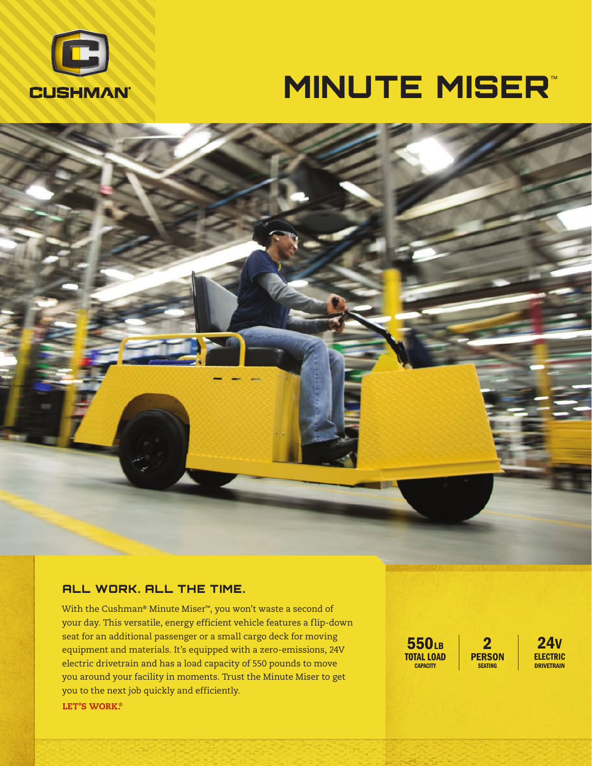CUSHMAN®

# MINUTE MISER™

## ALL WORK. ALL THE TIME.

With the Cushman® Minute Miser™, you won't waste a second of your day. This versatile, energy efficient vehicle features a flip-down seat for an additional passenger or a small cargo deck for moving equipment and materials. It's equipped with a zero-emissions, 24V electric drivetrain and has a load capacity of 550 pounds to move you around your facility in moments. Trust the Minute Miser to get you to the next job quickly and efficiently.

**LET'S WORK.®**

**550LB** TOTAL LOAD CAPACITY

**2** PERSON SEATING

**24V** ELECTRIC DRIVETRAIN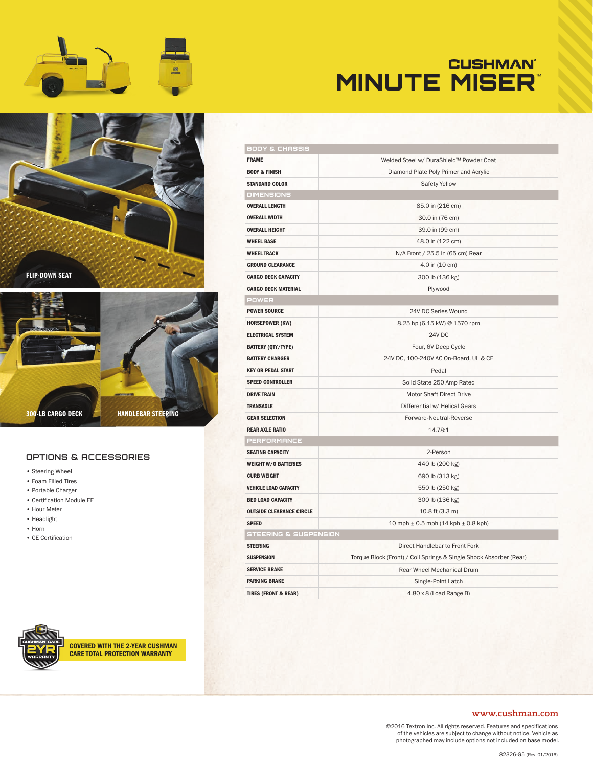# CUSHMAN® MINUTE MISER™

FLIP-DOWN SEAT

300-LB CARGO DECK

HANDLEBAR STEERING

| | |
|---|---|
| **BODY & CHASSIS** | |
| FRAME | Welded Steel w/ DuraShield™ Powder Coat |
| BODY & FINISH | Diamond Plate Poly Primer and Acrylic |
| STANDARD COLOR | Safety Yellow |
| **DIMENSIONS** | |
| OVERALL LENGTH | 85.0 in (216 cm) |
| OVERALL WIDTH | 30.0 in (76 cm) |
| OVERALL HEIGHT | 39.0 in (99 cm) |
| WHEEL BASE | 48.0 in (122 cm) |
| WHEEL TRACK | N/A Front / 25.5 in (65 cm) Rear |
| GROUND CLEARANCE | 4.0 in (10 cm) |
| CARGO DECK CAPACITY | 300 lb (136 kg) |
| CARGO DECK MATERIAL | Plywood |
| **POWER** | |
| POWER SOURCE | 24V DC Series Wound |
| HORSEPOWER (KW) | 8.25 hp (6.15 kW) @ 1570 rpm |
| ELECTRICAL SYSTEM | 24V DC |
| BATTERY (QTY/TYPE) | Four, 6V Deep Cycle |
| BATTERY CHARGER | 24V DC, 100-240V AC On-Board, UL & CE |
| KEY OR PEDAL START | Pedal |
| SPEED CONTROLLER | Solid State 250 Amp Rated |
| DRIVE TRAIN | Motor Shaft Direct Drive |
| TRANSAXLE | Differential w/ Helical Gears |
| GEAR SELECTION | Forward-Neutral-Reverse |
| REAR AXLE RATIO | 14.78:1 |
| **PERFORMANCE** | |
| SEATING CAPACITY | 2-Person |
| WEIGHT W/O BATTERIES | 440 lb (200 kg) |
| CURB WEIGHT | 690 lb (313 kg) |
| VEHICLE LOAD CAPACITY | 550 lb (250 kg) |
| BED LOAD CAPACITY | 300 lb (136 kg) |
| OUTSIDE CLEARANCE CIRCLE | 10.8 ft (3.3 m) |
| SPEED | 10 mph ± 0.5 mph (14 kph ± 0.8 kph) |
| **STEERING & SUSPENSION** | |
| STEERING | Direct Handlebar to Front Fork |
| SUSPENSION | Torque Block (Front) / Coil Springs & Single Shock Absorber (Rear) |
| SERVICE BRAKE | Rear Wheel Mechanical Drum |
| PARKING BRAKE | Single-Point Latch |
| TIRES (FRONT & REAR) | 4.80 x 8 (Load Range B) |

## OPTIONS & ACCESSORIES

- Steering Wheel
- Foam Filled Tires
- Portable Charger
- Certification Module EE
- Hour Meter
- Headlight
- Horn
- CE Certification

CUSHMAN CARE 2YR WARRANTY

**COVERED WITH THE 2-YEAR CUSHMAN CARE TOTAL PROTECTION WARRANTY**

www.cushman.com

©2016 Textron Inc. All rights reserved. Features and specifications of the vehicles are subject to change without notice. Vehicle as photographed may include options not included on base model.

82326-G5 (Rev. 01/2016)